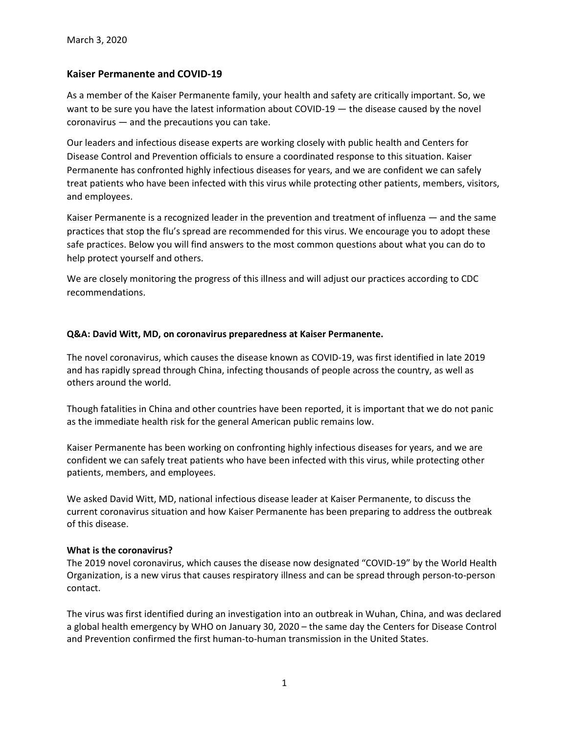March 3, 2020

## Kaiser Permanente and COVID-19

As a member of the Kaiser Permanente family, your health and safety are critically important. So, we want to be sure you have the latest information about COVID-19 — the disease caused by the novel coronavirus — and the precautions you can take.

Our leaders and infectious disease experts are working closely with public health and Centers for Disease Control and Prevention officials to ensure a coordinated response to this situation. Kaiser Permanente has confronted highly infectious diseases for years, and we are confident we can safely treat patients who have been infected with this virus while protecting other patients, members, visitors, and employees.

Kaiser Permanente is a recognized leader in the prevention and treatment of influenza — and the same practices that stop the flu's spread are recommended for this virus. We encourage you to adopt these safe practices. Below you will find answers to the most common questions about what you can do to help protect yourself and others.

We are closely monitoring the progress of this illness and will adjust our practices according to CDC recommendations.

### Q&A: David Witt, MD, on coronavirus preparedness at Kaiser Permanente.

The novel coronavirus, which causes the disease known as COVID-19, was first identified in late 2019 and has rapidly spread through China, infecting thousands of people across the country, as well as others around the world.

Though fatalities in China and other countries have been reported, it is important that we do not panic as the immediate health risk for the general American public remains low.

Kaiser Permanente has been working on confronting highly infectious diseases for years, and we are confident we can safely treat patients who have been infected with this virus, while protecting other patients, members, and employees.

We asked David Witt, MD, national infectious disease leader at Kaiser Permanente, to discuss the current coronavirus situation and how Kaiser Permanente has been preparing to address the outbreak of this disease.

**What is the coronavirus?**

The 2019 novel coronavirus, which causes the disease now designated "COVID-19" by the World Health Organization, is a new virus that causes respiratory illness and can be spread through person-to-person contact.

The virus was first identified during an investigation into an outbreak in Wuhan, China, and was declared a global health emergency by WHO on January 30, 2020 – the same day the Centers for Disease Control and Prevention confirmed the first human-to-human transmission in the United States.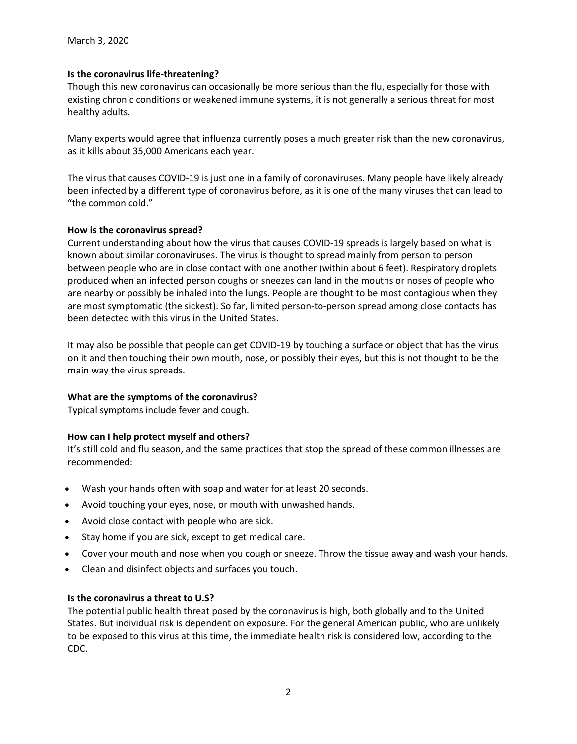March 3, 2020

**Is the coronavirus life-threatening?**
Though this new coronavirus can occasionally be more serious than the flu, especially for those with existing chronic conditions or weakened immune systems, it is not generally a serious threat for most healthy adults.

Many experts would agree that influenza currently poses a much greater risk than the new coronavirus, as it kills about 35,000 Americans each year.

The virus that causes COVID-19 is just one in a family of coronaviruses. Many people have likely already been infected by a different type of coronavirus before, as it is one of the many viruses that can lead to "the common cold."

**How is the coronavirus spread?**
Current understanding about how the virus that causes COVID-19 spreads is largely based on what is known about similar coronaviruses. The virus is thought to spread mainly from person to person between people who are in close contact with one another (within about 6 feet). Respiratory droplets produced when an infected person coughs or sneezes can land in the mouths or noses of people who are nearby or possibly be inhaled into the lungs. People are thought to be most contagious when they are most symptomatic (the sickest). So far, limited person-to-person spread among close contacts has been detected with this virus in the United States.

It may also be possible that people can get COVID-19 by touching a surface or object that has the virus on it and then touching their own mouth, nose, or possibly their eyes, but this is not thought to be the main way the virus spreads.

**What are the symptoms of the coronavirus?**
Typical symptoms include fever and cough.

**How can I help protect myself and others?**
It's still cold and flu season, and the same practices that stop the spread of these common illnesses are recommended:

- Wash your hands often with soap and water for at least 20 seconds.
- Avoid touching your eyes, nose, or mouth with unwashed hands.
- Avoid close contact with people who are sick.
- Stay home if you are sick, except to get medical care.
- Cover your mouth and nose when you cough or sneeze. Throw the tissue away and wash your hands.
- Clean and disinfect objects and surfaces you touch.

**Is the coronavirus a threat to U.S?**
The potential public health threat posed by the coronavirus is high, both globally and to the United States. But individual risk is dependent on exposure. For the general American public, who are unlikely to be exposed to this virus at this time, the immediate health risk is considered low, according to the CDC.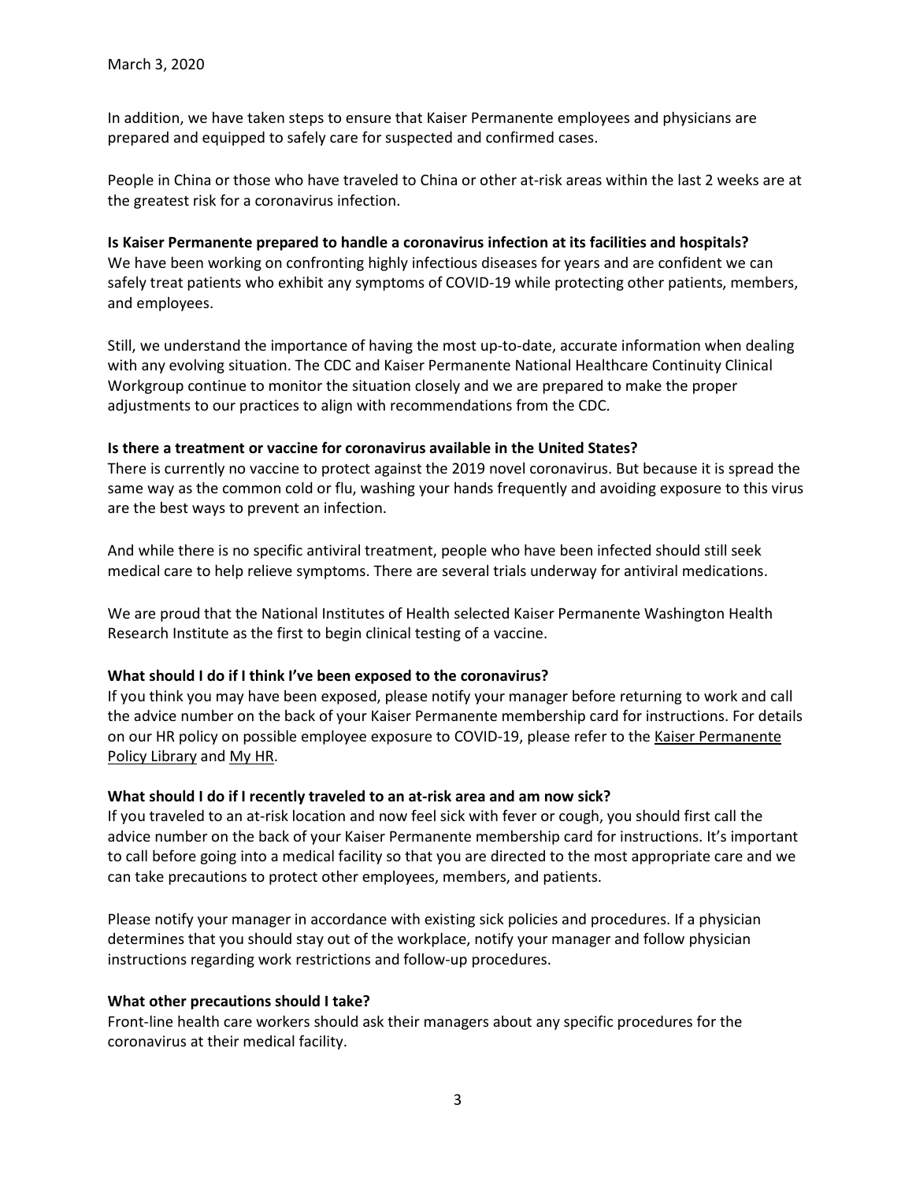March 3, 2020

In addition, we have taken steps to ensure that Kaiser Permanente employees and physicians are prepared and equipped to safely care for suspected and confirmed cases.

People in China or those who have traveled to China or other at-risk areas within the last 2 weeks are at the greatest risk for a coronavirus infection.

**Is Kaiser Permanente prepared to handle a coronavirus infection at its facilities and hospitals?**
We have been working on confronting highly infectious diseases for years and are confident we can safely treat patients who exhibit any symptoms of COVID-19 while protecting other patients, members, and employees.

Still, we understand the importance of having the most up-to-date, accurate information when dealing with any evolving situation. The CDC and Kaiser Permanente National Healthcare Continuity Clinical Workgroup continue to monitor the situation closely and we are prepared to make the proper adjustments to our practices to align with recommendations from the CDC.

**Is there a treatment or vaccine for coronavirus available in the United States?**
There is currently no vaccine to protect against the 2019 novel coronavirus. But because it is spread the same way as the common cold or flu, washing your hands frequently and avoiding exposure to this virus are the best ways to prevent an infection.

And while there is no specific antiviral treatment, people who have been infected should still seek medical care to help relieve symptoms. There are several trials underway for antiviral medications.

We are proud that the National Institutes of Health selected Kaiser Permanente Washington Health Research Institute as the first to begin clinical testing of a vaccine.

**What should I do if I think I've been exposed to the coronavirus?**
If you think you may have been exposed, please notify your manager before returning to work and call the advice number on the back of your Kaiser Permanente membership card for instructions. For details on our HR policy on possible employee exposure to COVID-19, please refer to the Kaiser Permanente Policy Library and My HR.

**What should I do if I recently traveled to an at-risk area and am now sick?**
If you traveled to an at-risk location and now feel sick with fever or cough, you should first call the advice number on the back of your Kaiser Permanente membership card for instructions. It's important to call before going into a medical facility so that you are directed to the most appropriate care and we can take precautions to protect other employees, members, and patients.

Please notify your manager in accordance with existing sick policies and procedures. If a physician determines that you should stay out of the workplace, notify your manager and follow physician instructions regarding work restrictions and follow-up procedures.

**What other precautions should I take?**
Front-line health care workers should ask their managers about any specific procedures for the coronavirus at their medical facility.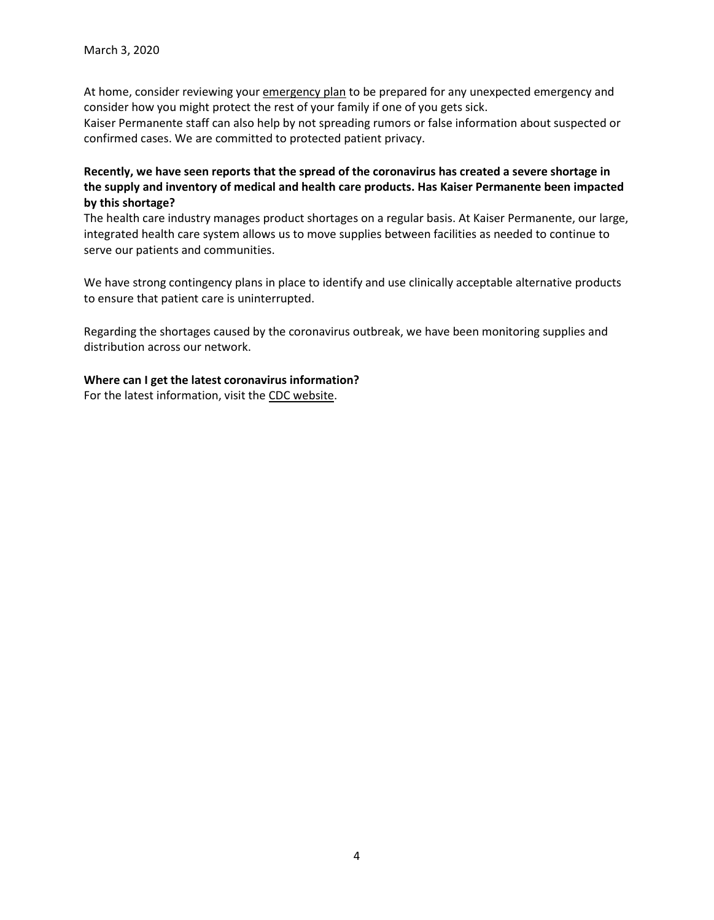March 3, 2020

At home, consider reviewing your emergency plan to be prepared for any unexpected emergency and consider how you might protect the rest of your family if one of you gets sick.
Kaiser Permanente staff can also help by not spreading rumors or false information about suspected or confirmed cases. We are committed to protected patient privacy.

**Recently, we have seen reports that the spread of the coronavirus has created a severe shortage in the supply and inventory of medical and health care products. Has Kaiser Permanente been impacted by this shortage?**
The health care industry manages product shortages on a regular basis. At Kaiser Permanente, our large, integrated health care system allows us to move supplies between facilities as needed to continue to serve our patients and communities.

We have strong contingency plans in place to identify and use clinically acceptable alternative products to ensure that patient care is uninterrupted.

Regarding the shortages caused by the coronavirus outbreak, we have been monitoring supplies and distribution across our network.

**Where can I get the latest coronavirus information?**
For the latest information, visit the CDC website.